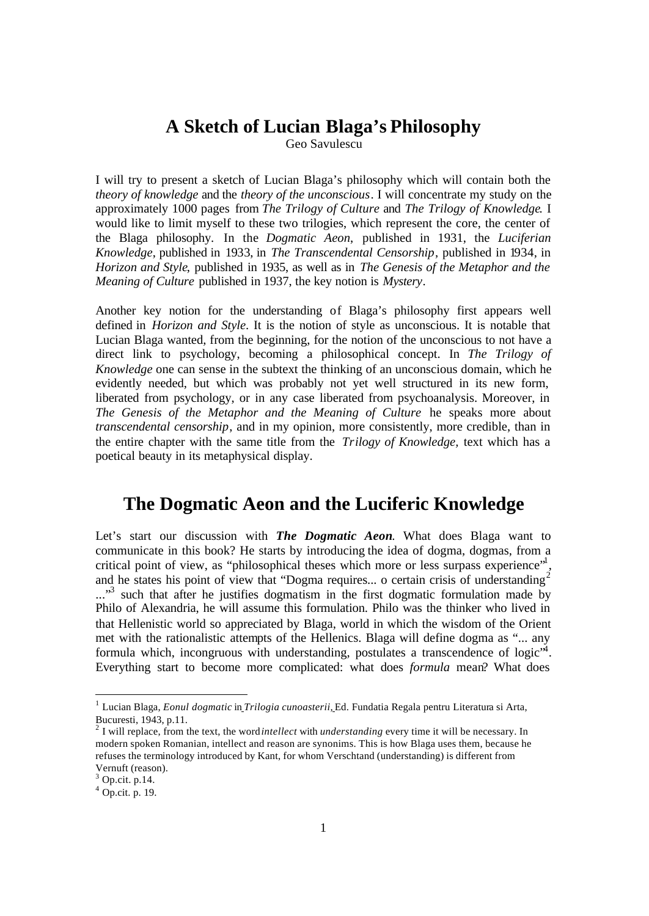# A Sketch of Lucian Blaga's Philosophy

Geo Savulescu

I will try to present a sketch of Lucian Blaga's philosophy which will contain both the *theory of knowledge* and the *theory of the unconscious*. I will concentrate my study on the approximately 1000 pages from *The Trilogy of Culture* and *The Trilogy of Knowledge*. I would like to limit myself to these two trilogies, which represent the core, the center of the Blaga philosophy. In the *Dogmatic Aeon*, published in 1931, the *Luciferian Knowledge*, published in 1933, in *The Transcendental Censorship*, published in 1934, in *Horizon and Style*, published in 1935, as well as in *The Genesis of the Metaphor and the Meaning of Culture* published in 1937, the key notion is *Mystery*.

Another key notion for the understanding of Blaga's philosophy first appears well defined in *Horizon and Style*. It is the notion of style as unconscious. It is notable that Lucian Blaga wanted, from the beginning, for the notion of the unconscious to not have a direct link to psychology, becoming a philosophical concept. In *The Trilogy of Knowledge* one can sense in the subtext the thinking of an unconscious domain, which he evidently needed, but which was probably not yet well structured in its new form, liberated from psychology, or in any case liberated from psychoanalysis. Moreover, in *The Genesis of the Metaphor and the Meaning of Culture* he speaks more about *transcendental censorship*, and in my opinion, more consistently, more credible, than in the entire chapter with the same title from the *Trilogy of Knowledge,* text which has a poetical beauty in its metaphysical display.

## The Dogmatic Aeon and the Luciferic Knowledge

Let's start our discussion with ***The Dogmatic Aeon***. What does Blaga want to communicate in this book? He starts by introducing the idea of dogma, dogmas, from a critical point of view, as "philosophical theses which more or less surpass experience"[1], and he states his point of view that "Dogma requires... o certain crisis of understanding[2] ..."[3] such that after he justifies dogmatism in the first dogmatic formulation made by Philo of Alexandria, he will assume this formulation. Philo was the thinker who lived in that Hellenistic world so appreciated by Blaga, world in which the wisdom of the Orient met with the rationalistic attempts of the Hellenics. Blaga will define dogma as "... any formula which, incongruous with understanding, postulates a transcendence of logic"[4]. Everything start to become more complicated: what does *formula* mean? What does

---

[1] Lucian Blaga, *Eonul dogmatic* in *Trilogia cunoasterii*, Ed. Fundatia Regala pentru Literatura si Arta, Bucuresti, 1943, p.11.

[2] I will replace, from the text, the word *intellect* with *understanding* every time it will be necessary. In modern spoken Romanian, intellect and reason are synonims. This is how Blaga uses them, because he refuses the terminology introduced by Kant, for whom Verschtand (understanding) is different from Vernuft (reason).

[3] Op.cit. p.14.

[4] Op.cit. p. 19.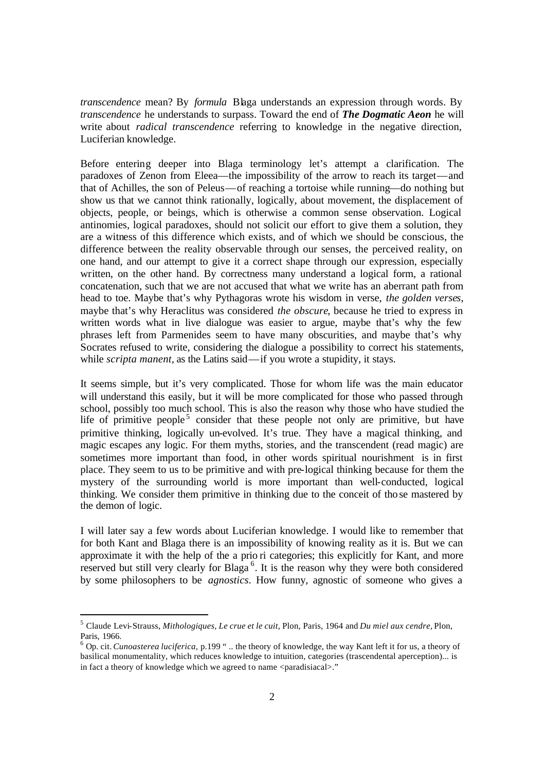*transcendence* mean? By *formula* Blaga understands an expression through words. By *transcendence* he understands to surpass. Toward the end of ***The Dogmatic Aeon*** he will write about *radical transcendence* referring to knowledge in the negative direction, Luciferian knowledge.

Before entering deeper into Blaga terminology let's attempt a clarification. The paradoxes of Zenon from Eleea—the impossibility of the arrow to reach its target—and that of Achilles, the son of Peleus—of reaching a tortoise while running—do nothing but show us that we cannot think rationally, logically, about movement, the displacement of objects, people, or beings, which is otherwise a common sense observation. Logical antinomies, logical paradoxes, should not solicit our effort to give them a solution, they are a witness of this difference which exists, and of which we should be conscious, the difference between the reality observable through our senses, the perceived reality, on one hand, and our attempt to give it a correct shape through our expression, especially written, on the other hand. By correctness many understand a logical form, a rational concatenation, such that we are not accused that what we write has an aberrant path from head to toe. Maybe that's why Pythagoras wrote his wisdom in verse, *the golden verses*, maybe that's why Heraclitus was considered *the obscure*, because he tried to express in written words what in live dialogue was easier to argue, maybe that's why the few phrases left from Parmenides seem to have many obscurities, and maybe that's why Socrates refused to write, considering the dialogue a possibility to correct his statements, while *scripta manent*, as the Latins said—if you wrote a stupidity, it stays.

It seems simple, but it's very complicated. Those for whom life was the main educator will understand this easily, but it will be more complicated for those who passed through school, possibly too much school. This is also the reason why those who have studied the life of primitive people[5] consider that these people not only are primitive, but have primitive thinking, logically un-evolved. It's true. They have a magical thinking, and magic escapes any logic. For them myths, stories, and the transcendent (read magic) are sometimes more important than food, in other words spiritual nourishment is in first place. They seem to us to be primitive and with pre-logical thinking because for them the mystery of the surrounding world is more important than well-conducted, logical thinking. We consider them primitive in thinking due to the conceit of those mastered by the demon of logic.

I will later say a few words about Luciferian knowledge. I would like to remember that for both Kant and Blaga there is an impossibility of knowing reality as it is. But we can approximate it with the help of the a priori categories; this explicitly for Kant, and more reserved but still very clearly for Blaga[6]. It is the reason why they were both considered by some philosophers to be *agnostics*. How funny, agnostic of someone who gives a

---

[5] Claude Levi-Strauss, *Mithologiques, Le crue et le cuit*, Plon, Paris, 1964 and *Du miel aux cendre*, Plon, Paris, 1966.

[6] Op. cit. *Cunoasterea luciferica*, p.199 " .. the theory of knowledge, the way Kant left it for us, a theory of basilical monumentality, which reduces knowledge to intuition, categories (trascendental aperception)... is in fact a theory of knowledge which we agreed to name <paradisiacal>."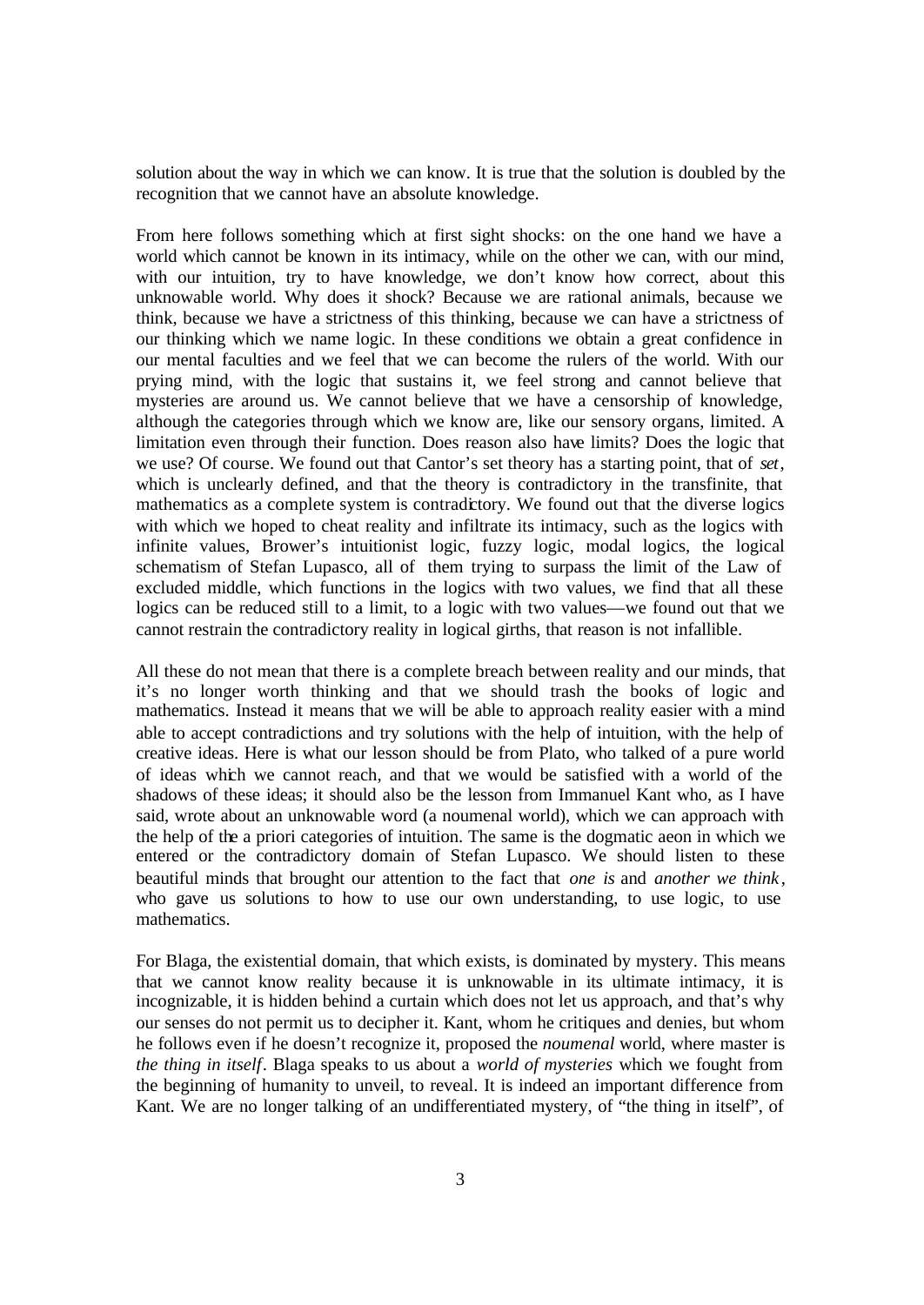solution about the way in which we can know. It is true that the solution is doubled by the recognition that we cannot have an absolute knowledge.

From here follows something which at first sight shocks: on the one hand we have a world which cannot be known in its intimacy, while on the other we can, with our mind, with our intuition, try to have knowledge, we don't know how correct, about this unknowable world. Why does it shock? Because we are rational animals, because we think, because we have a strictness of this thinking, because we can have a strictness of our thinking which we name logic. In these conditions we obtain a great confidence in our mental faculties and we feel that we can become the rulers of the world. With our prying mind, with the logic that sustains it, we feel strong and cannot believe that mysteries are around us. We cannot believe that we have a censorship of knowledge, although the categories through which we know are, like our sensory organs, limited. A limitation even through their function. Does reason also have limits? Does the logic that we use? Of course. We found out that Cantor's set theory has a starting point, that of *set*, which is unclearly defined, and that the theory is contradictory in the transfinite, that mathematics as a complete system is contradictory. We found out that the diverse logics with which we hoped to cheat reality and infiltrate its intimacy, such as the logics with infinite values, Brower's intuitionist logic, fuzzy logic, modal logics, the logical schematism of Stefan Lupasco, all of them trying to surpass the limit of the Law of excluded middle, which functions in the logics with two values, we find that all these logics can be reduced still to a limit, to a logic with two values—we found out that we cannot restrain the contradictory reality in logical girths, that reason is not infallible.

All these do not mean that there is a complete breach between reality and our minds, that it's no longer worth thinking and that we should trash the books of logic and mathematics. Instead it means that we will be able to approach reality easier with a mind able to accept contradictions and try solutions with the help of intuition, with the help of creative ideas. Here is what our lesson should be from Plato, who talked of a pure world of ideas which we cannot reach, and that we would be satisfied with a world of the shadows of these ideas; it should also be the lesson from Immanuel Kant who, as I have said, wrote about an unknowable word (a noumenal world), which we can approach with the help of the a priori categories of intuition. The same is the dogmatic aeon in which we entered or the contradictory domain of Stefan Lupasco. We should listen to these beautiful minds that brought our attention to the fact that *one is* and *another we think*, who gave us solutions to how to use our own understanding, to use logic, to use mathematics.

For Blaga, the existential domain, that which exists, is dominated by mystery. This means that we cannot know reality because it is unknowable in its ultimate intimacy, it is incognizable, it is hidden behind a curtain which does not let us approach, and that's why our senses do not permit us to decipher it. Kant, whom he critiques and denies, but whom he follows even if he doesn't recognize it, proposed the *noumenal* world, where master is *the thing in itself*. Blaga speaks to us about a *world of mysteries* which we fought from the beginning of humanity to unveil, to reveal. It is indeed an important difference from Kant. We are no longer talking of an undifferentiated mystery, of "the thing in itself", of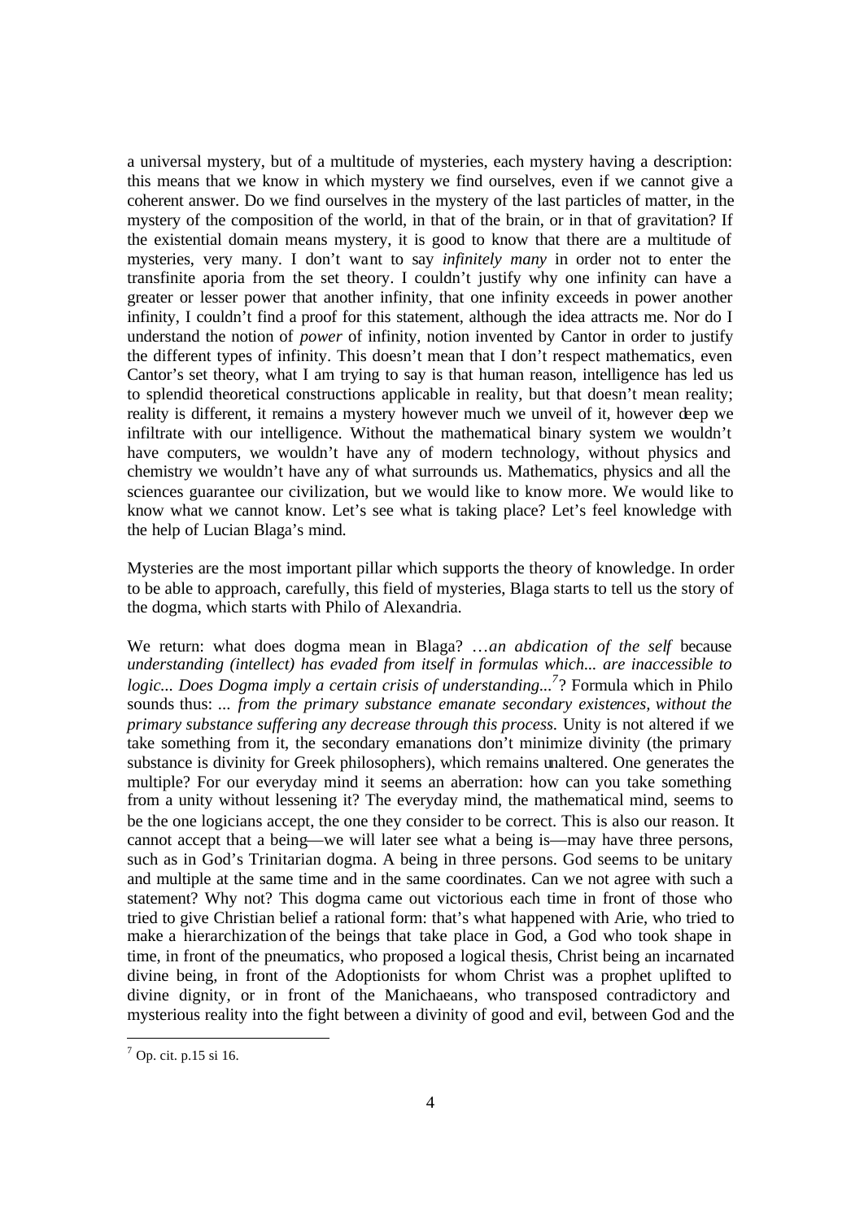a universal mystery, but of a multitude of mysteries, each mystery having a description: this means that we know in which mystery we find ourselves, even if we cannot give a coherent answer. Do we find ourselves in the mystery of the last particles of matter, in the mystery of the composition of the world, in that of the brain, or in that of gravitation? If the existential domain means mystery, it is good to know that there are a multitude of mysteries, very many. I don't want to say *infinitely many* in order not to enter the transfinite aporia from the set theory. I couldn't justify why one infinity can have a greater or lesser power that another infinity, that one infinity exceeds in power another infinity, I couldn't find a proof for this statement, although the idea attracts me. Nor do I understand the notion of *power* of infinity, notion invented by Cantor in order to justify the different types of infinity. This doesn't mean that I don't respect mathematics, even Cantor's set theory, what I am trying to say is that human reason, intelligence has led us to splendid theoretical constructions applicable in reality, but that doesn't mean reality; reality is different, it remains a mystery however much we unveil of it, however deep we infiltrate with our intelligence. Without the mathematical binary system we wouldn't have computers, we wouldn't have any of modern technology, without physics and chemistry we wouldn't have any of what surrounds us. Mathematics, physics and all the sciences guarantee our civilization, but we would like to know more. We would like to know what we cannot know. Let's see what is taking place? Let's feel knowledge with the help of Lucian Blaga's mind.

Mysteries are the most important pillar which supports the theory of knowledge. In order to be able to approach, carefully, this field of mysteries, Blaga starts to tell us the story of the dogma, which starts with Philo of Alexandria.

We return: what does dogma mean in Blaga? …*an abdication of the self* because *understanding (intellect) has evaded from itself in formulas which... are inaccessible to logic... Does Dogma imply a certain crisis of understanding...*[7]? Formula which in Philo sounds thus: ... *from the primary substance emanate secondary existences, without the primary substance suffering any decrease through this process.* Unity is not altered if we take something from it, the secondary emanations don't minimize divinity (the primary substance is divinity for Greek philosophers), which remains unaltered. One generates the multiple? For our everyday mind it seems an aberration: how can you take something from a unity without lessening it? The everyday mind, the mathematical mind, seems to be the one logicians accept, the one they consider to be correct. This is also our reason. It cannot accept that a being—we will later see what a being is—may have three persons, such as in God's Trinitarian dogma. A being in three persons. God seems to be unitary and multiple at the same time and in the same coordinates. Can we not agree with such a statement? Why not? This dogma came out victorious each time in front of those who tried to give Christian belief a rational form: that's what happened with Arie, who tried to make a hierarchization of the beings that take place in God, a God who took shape in time, in front of the pneumatics, who proposed a logical thesis, Christ being an incarnated divine being, in front of the Adoptionists for whom Christ was a prophet uplifted to divine dignity, or in front of the Manichaeans, who transposed contradictory and mysterious reality into the fight between a divinity of good and evil, between God and the

[7] Op. cit. p.15 si 16.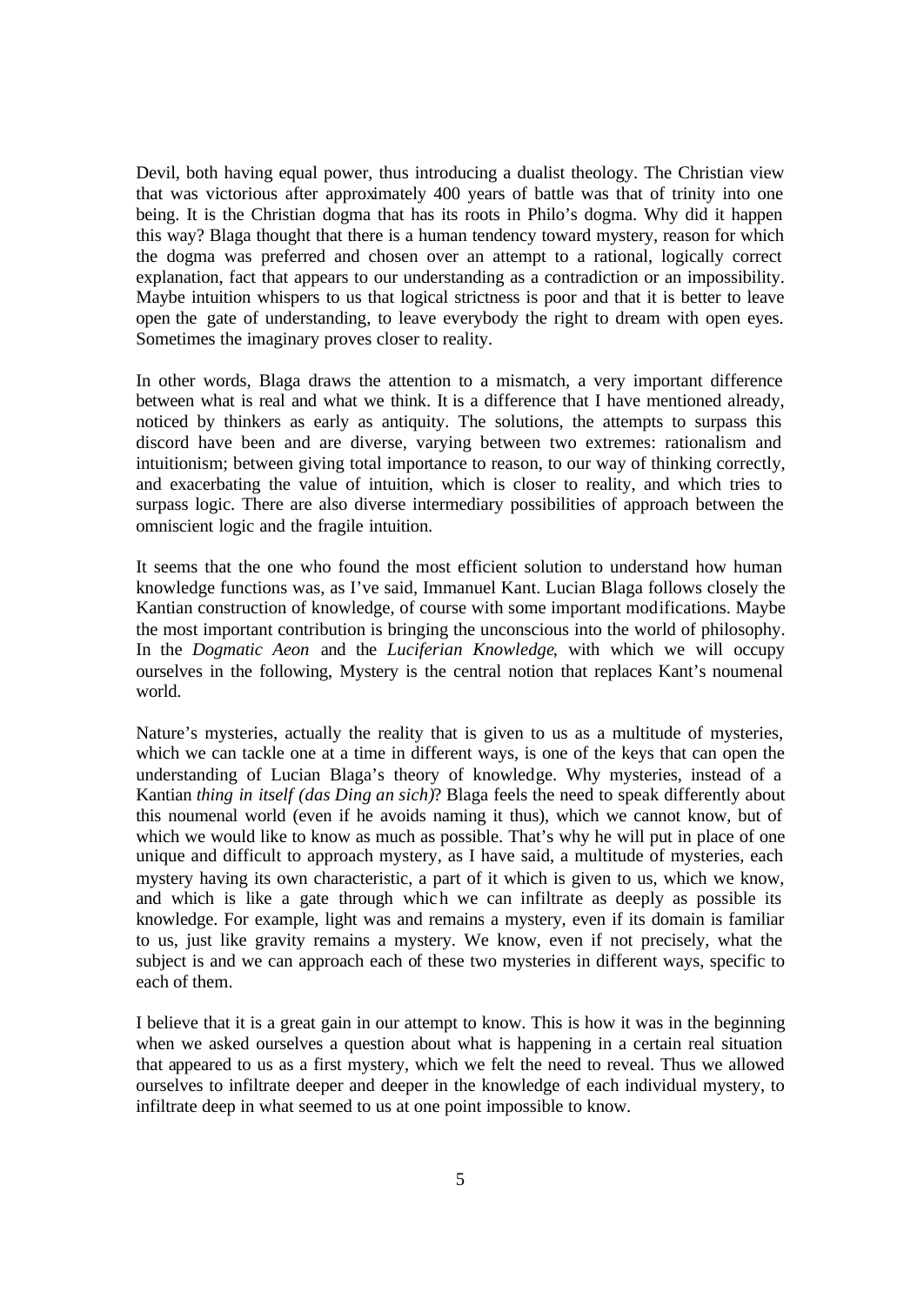Devil, both having equal power, thus introducing a dualist theology. The Christian view that was victorious after approximately 400 years of battle was that of trinity into one being. It is the Christian dogma that has its roots in Philo's dogma. Why did it happen this way? Blaga thought that there is a human tendency toward mystery, reason for which the dogma was preferred and chosen over an attempt to a rational, logically correct explanation, fact that appears to our understanding as a contradiction or an impossibility. Maybe intuition whispers to us that logical strictness is poor and that it is better to leave open the gate of understanding, to leave everybody the right to dream with open eyes. Sometimes the imaginary proves closer to reality.

In other words, Blaga draws the attention to a mismatch, a very important difference between what is real and what we think. It is a difference that I have mentioned already, noticed by thinkers as early as antiquity. The solutions, the attempts to surpass this discord have been and are diverse, varying between two extremes: rationalism and intuitionism; between giving total importance to reason, to our way of thinking correctly, and exacerbating the value of intuition, which is closer to reality, and which tries to surpass logic. There are also diverse intermediary possibilities of approach between the omniscient logic and the fragile intuition.

It seems that the one who found the most efficient solution to understand how human knowledge functions was, as I've said, Immanuel Kant. Lucian Blaga follows closely the Kantian construction of knowledge, of course with some important modifications. Maybe the most important contribution is bringing the unconscious into the world of philosophy. In the *Dogmatic Aeon* and the *Luciferian Knowledge*, with which we will occupy ourselves in the following, Mystery is the central notion that replaces Kant's noumenal world.

Nature's mysteries, actually the reality that is given to us as a multitude of mysteries, which we can tackle one at a time in different ways, is one of the keys that can open the understanding of Lucian Blaga's theory of knowledge. Why mysteries, instead of a Kantian *thing in itself (das Ding an sich)*? Blaga feels the need to speak differently about this noumenal world (even if he avoids naming it thus), which we cannot know, but of which we would like to know as much as possible. That's why he will put in place of one unique and difficult to approach mystery, as I have said, a multitude of mysteries, each mystery having its own characteristic, a part of it which is given to us, which we know, and which is like a gate through which we can infiltrate as deeply as possible its knowledge. For example, light was and remains a mystery, even if its domain is familiar to us, just like gravity remains a mystery. We know, even if not precisely, what the subject is and we can approach each of these two mysteries in different ways, specific to each of them.

I believe that it is a great gain in our attempt to know. This is how it was in the beginning when we asked ourselves a question about what is happening in a certain real situation that appeared to us as a first mystery, which we felt the need to reveal. Thus we allowed ourselves to infiltrate deeper and deeper in the knowledge of each individual mystery, to infiltrate deep in what seemed to us at one point impossible to know.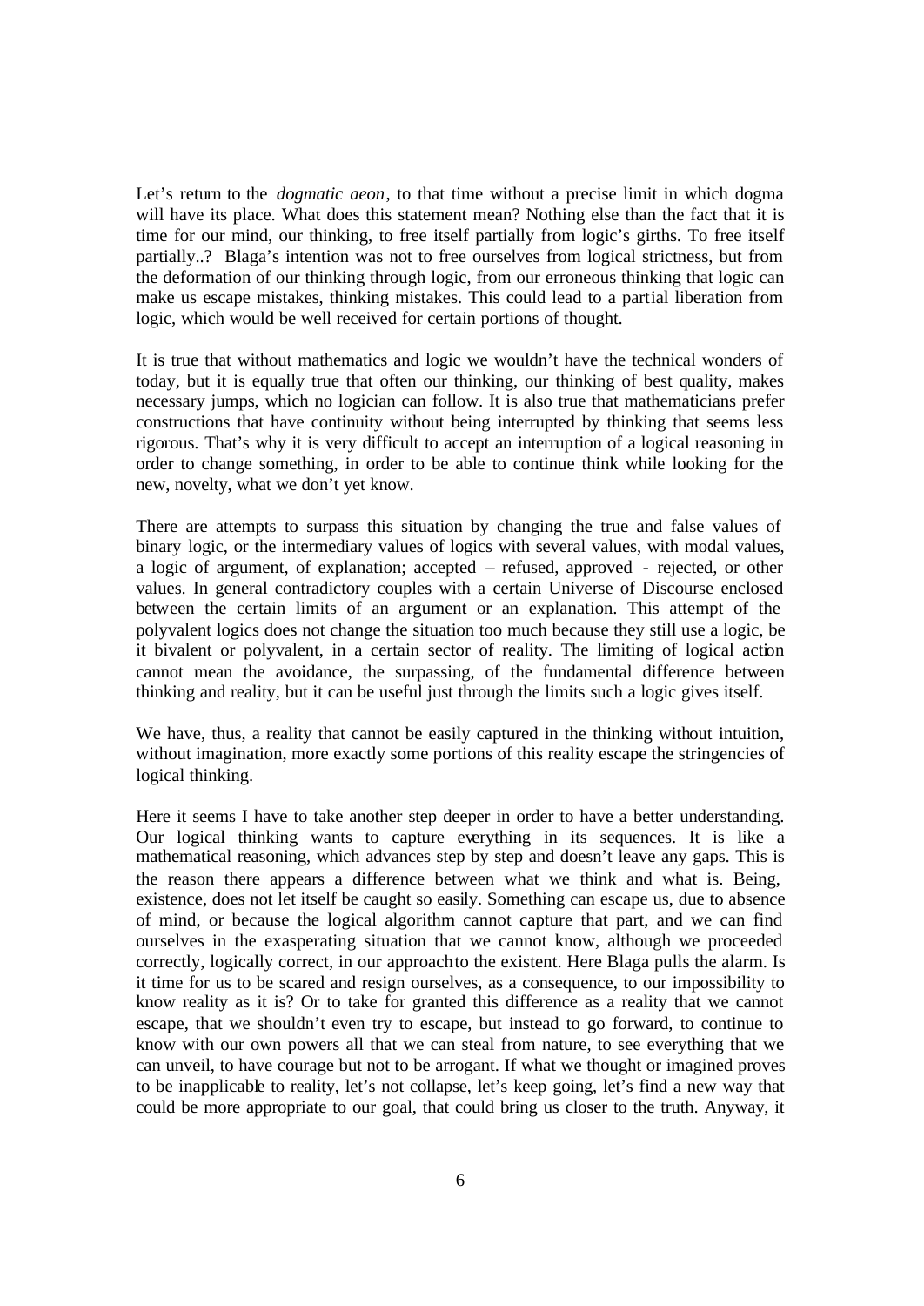Let's return to the *dogmatic aeon*, to that time without a precise limit in which dogma will have its place. What does this statement mean? Nothing else than the fact that it is time for our mind, our thinking, to free itself partially from logic's girths. To free itself partially..? Blaga's intention was not to free ourselves from logical strictness, but from the deformation of our thinking through logic, from our erroneous thinking that logic can make us escape mistakes, thinking mistakes. This could lead to a partial liberation from logic, which would be well received for certain portions of thought.

It is true that without mathematics and logic we wouldn't have the technical wonders of today, but it is equally true that often our thinking, our thinking of best quality, makes necessary jumps, which no logician can follow. It is also true that mathematicians prefer constructions that have continuity without being interrupted by thinking that seems less rigorous. That's why it is very difficult to accept an interruption of a logical reasoning in order to change something, in order to be able to continue think while looking for the new, novelty, what we don't yet know.

There are attempts to surpass this situation by changing the true and false values of binary logic, or the intermediary values of logics with several values, with modal values, a logic of argument, of explanation; accepted – refused, approved - rejected, or other values. In general contradictory couples with a certain Universe of Discourse enclosed between the certain limits of an argument or an explanation. This attempt of the polyvalent logics does not change the situation too much because they still use a logic, be it bivalent or polyvalent, in a certain sector of reality. The limiting of logical action cannot mean the avoidance, the surpassing, of the fundamental difference between thinking and reality, but it can be useful just through the limits such a logic gives itself.

We have, thus, a reality that cannot be easily captured in the thinking without intuition, without imagination, more exactly some portions of this reality escape the stringencies of logical thinking.

Here it seems I have to take another step deeper in order to have a better understanding. Our logical thinking wants to capture everything in its sequences. It is like a mathematical reasoning, which advances step by step and doesn't leave any gaps. This is the reason there appears a difference between what we think and what is. Being, existence, does not let itself be caught so easily. Something can escape us, due to absence of mind, or because the logical algorithm cannot capture that part, and we can find ourselves in the exasperating situation that we cannot know, although we proceeded correctly, logically correct, in our approach to the existent. Here Blaga pulls the alarm. Is it time for us to be scared and resign ourselves, as a consequence, to our impossibility to know reality as it is? Or to take for granted this difference as a reality that we cannot escape, that we shouldn't even try to escape, but instead to go forward, to continue to know with our own powers all that we can steal from nature, to see everything that we can unveil, to have courage but not to be arrogant. If what we thought or imagined proves to be inapplicable to reality, let's not collapse, let's keep going, let's find a new way that could be more appropriate to our goal, that could bring us closer to the truth. Anyway, it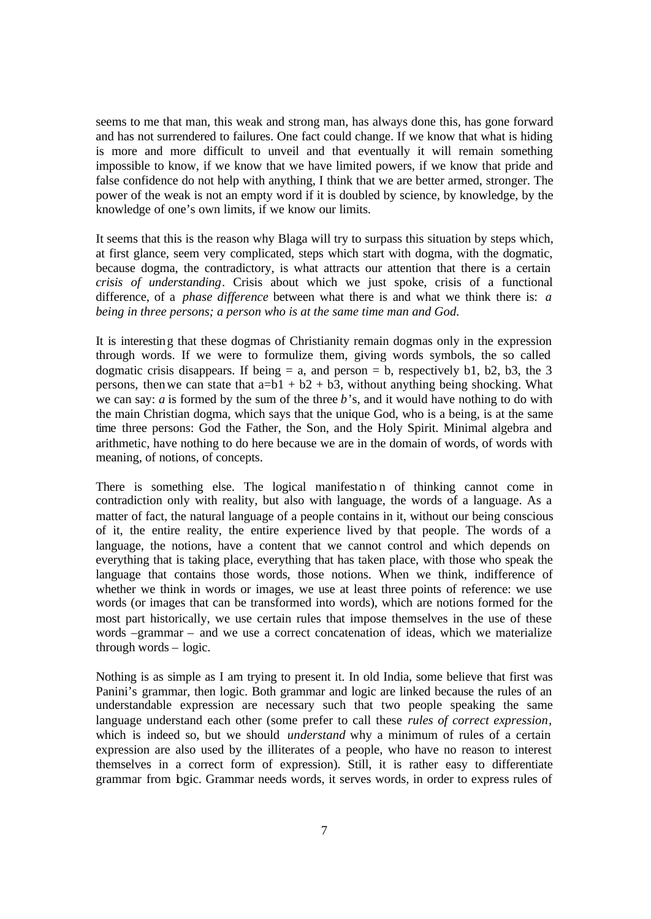seems to me that man, this weak and strong man, has always done this, has gone forward and has not surrendered to failures. One fact could change. If we know that what is hiding is more and more difficult to unveil and that eventually it will remain something impossible to know, if we know that we have limited powers, if we know that pride and false confidence do not help with anything, I think that we are better armed, stronger. The power of the weak is not an empty word if it is doubled by science, by knowledge, by the knowledge of one's own limits, if we know our limits.

It seems that this is the reason why Blaga will try to surpass this situation by steps which, at first glance, seem very complicated, steps which start with dogma, with the dogmatic, because dogma, the contradictory, is what attracts our attention that there is a certain *crisis of understanding*. Crisis about which we just spoke, crisis of a functional difference, of a *phase difference* between what there is and what we think there is: *a being in three persons; a person who is at the same time man and God.*

It is interesting that these dogmas of Christianity remain dogmas only in the expression through words. If we were to formulize them, giving words symbols, the so called dogmatic crisis disappears. If being = a, and person = b, respectively b1, b2, b3, the 3 persons, then we can state that $a=b1 + b2 + b3$, without anything being shocking. What we can say: *a* is formed by the sum of the three *b*'s, and it would have nothing to do with the main Christian dogma, which says that the unique God, who is a being, is at the same time three persons: God the Father, the Son, and the Holy Spirit. Minimal algebra and arithmetic, have nothing to do here because we are in the domain of words, of words with meaning, of notions, of concepts.

There is something else. The logical manifestation of thinking cannot come in contradiction only with reality, but also with language, the words of a language. As a matter of fact, the natural language of a people contains in it, without our being conscious of it, the entire reality, the entire experience lived by that people. The words of a language, the notions, have a content that we cannot control and which depends on everything that is taking place, everything that has taken place, with those who speak the language that contains those words, those notions. When we think, indifference of whether we think in words or images, we use at least three points of reference: we use words (or images that can be transformed into words), which are notions formed for the most part historically, we use certain rules that impose themselves in the use of these words –grammar – and we use a correct concatenation of ideas, which we materialize through words – logic.

Nothing is as simple as I am trying to present it. In old India, some believe that first was Panini's grammar, then logic. Both grammar and logic are linked because the rules of an understandable expression are necessary such that two people speaking the same language understand each other (some prefer to call these *rules of correct expression*, which is indeed so, but we should *understand* why a minimum of rules of a certain expression are also used by the illiterates of a people, who have no reason to interest themselves in a correct form of expression). Still, it is rather easy to differentiate grammar from logic. Grammar needs words, it serves words, in order to express rules of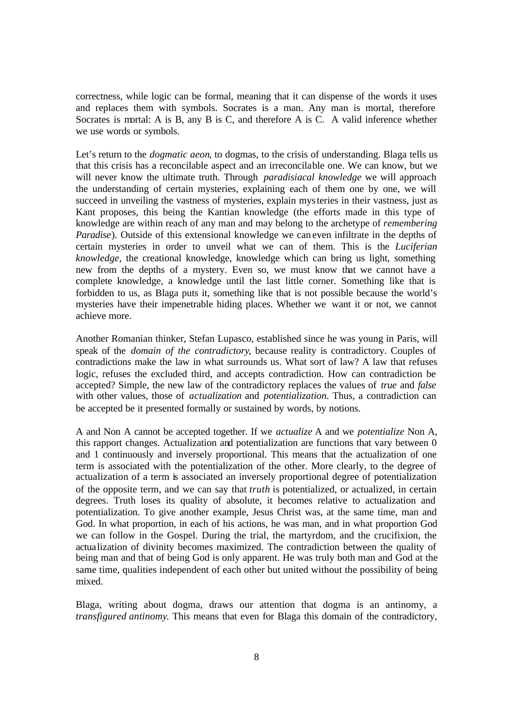correctness, while logic can be formal, meaning that it can dispense of the words it uses and replaces them with symbols. Socrates is a man. Any man is mortal, therefore Socrates is mortal: A is B, any B is C, and therefore A is C. A valid inference whether we use words or symbols.

Let's return to the *dogmatic aeon*, to dogmas, to the crisis of understanding. Blaga tells us that this crisis has a reconcilable aspect and an irreconcilable one. We can know, but we will never know the ultimate truth. Through *paradisiacal knowledge* we will approach the understanding of certain mysteries, explaining each of them one by one, we will succeed in unveiling the vastness of mysteries, explain mysteries in their vastness, just as Kant proposes, this being the Kantian knowledge (the efforts made in this type of knowledge are within reach of any man and may belong to the archetype of *remembering Paradise*). Outside of this extensional knowledge we can even infiltrate in the depths of certain mysteries in order to unveil what we can of them. This is the *Luciferian knowledge*, the creational knowledge, knowledge which can bring us light, something new from the depths of a mystery. Even so, we must know that we cannot have a complete knowledge, a knowledge until the last little corner. Something like that is forbidden to us, as Blaga puts it, something like that is not possible because the world's mysteries have their impenetrable hiding places. Whether we want it or not, we cannot achieve more.

Another Romanian thinker, Stefan Lupasco, established since he was young in Paris, will speak of the *domain of the contradictory*, because reality is contradictory. Couples of contradictions make the law in what surrounds us. What sort of law? A law that refuses logic, refuses the excluded third, and accepts contradiction. How can contradiction be accepted? Simple, the new law of the contradictory replaces the values of *true* and *false* with other values, those of *actualization* and *potentialization*. Thus, a contradiction can be accepted be it presented formally or sustained by words, by notions.

A and Non A cannot be accepted together. If we *actualize* A and we *potentialize* Non A, this rapport changes. Actualization and potentialization are functions that vary between 0 and 1 continuously and inversely proportional. This means that the actualization of one term is associated with the potentialization of the other. More clearly, to the degree of actualization of a term is associated an inversely proportional degree of potentialization of the opposite term, and we can say that *truth* is potentialized, or actualized, in certain degrees. Truth loses its quality of absolute, it becomes relative to actualization and potentialization. To give another example, Jesus Christ was, at the same time, man and God. In what proportion, in each of his actions, he was man, and in what proportion God we can follow in the Gospel. During the trial, the martyrdom, and the crucifixion, the actualization of divinity becomes maximized. The contradiction between the quality of being man and that of being God is only apparent. He was truly both man and God at the same time, qualities independent of each other but united without the possibility of being mixed.

Blaga, writing about dogma, draws our attention that dogma is an antinomy, a *transfigured antinomy.* This means that even for Blaga this domain of the contradictory,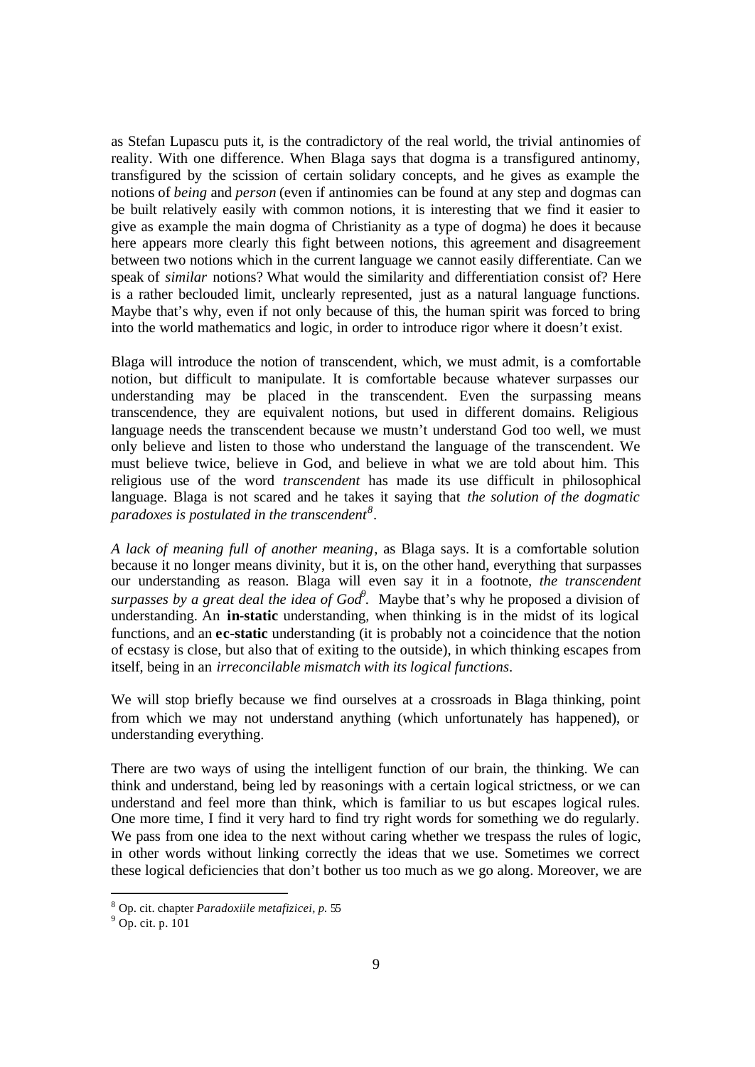as Stefan Lupascu puts it, is the contradictory of the real world, the trivial antinomies of reality. With one difference. When Blaga says that dogma is a transfigured antinomy, transfigured by the scission of certain solidary concepts, and he gives as example the notions of *being* and *person* (even if antinomies can be found at any step and dogmas can be built relatively easily with common notions, it is interesting that we find it easier to give as example the main dogma of Christianity as a type of dogma) he does it because here appears more clearly this fight between notions, this agreement and disagreement between two notions which in the current language we cannot easily differentiate. Can we speak of *similar* notions? What would the similarity and differentiation consist of? Here is a rather beclouded limit, unclearly represented, just as a natural language functions. Maybe that's why, even if not only because of this, the human spirit was forced to bring into the world mathematics and logic, in order to introduce rigor where it doesn't exist.

Blaga will introduce the notion of transcendent, which, we must admit, is a comfortable notion, but difficult to manipulate. It is comfortable because whatever surpasses our understanding may be placed in the transcendent. Even the surpassing means transcendence, they are equivalent notions, but used in different domains. Religious language needs the transcendent because we mustn't understand God too well, we must only believe and listen to those who understand the language of the transcendent. We must believe twice, believe in God, and believe in what we are told about him. This religious use of the word *transcendent* has made its use difficult in philosophical language. Blaga is not scared and he takes it saying that *the solution of the dogmatic paradoxes is postulated in the transcendent*[8].

*A lack of meaning full of another meaning*, as Blaga says. It is a comfortable solution because it no longer means divinity, but it is, on the other hand, everything that surpasses our understanding as reason. Blaga will even say it in a footnote, *the transcendent surpasses by a great deal the idea of God*[9]. Maybe that's why he proposed a division of understanding. An **in-static** understanding, when thinking is in the midst of its logical functions, and an **ec-static** understanding (it is probably not a coincidence that the notion of ecstasy is close, but also that of exiting to the outside), in which thinking escapes from itself, being in an *irreconcilable mismatch with its logical functions*.

We will stop briefly because we find ourselves at a crossroads in Blaga thinking, point from which we may not understand anything (which unfortunately has happened), or understanding everything.

There are two ways of using the intelligent function of our brain, the thinking. We can think and understand, being led by reasonings with a certain logical strictness, or we can understand and feel more than think, which is familiar to us but escapes logical rules. One more time, I find it very hard to find try right words for something we do regularly. We pass from one idea to the next without caring whether we trespass the rules of logic, in other words without linking correctly the ideas that we use. Sometimes we correct these logical deficiencies that don't bother us too much as we go along. Moreover, we are

---

[8] Op. cit. chapter *Paradoxiile metafizicei, p.* 55

[9] Op. cit. p. 101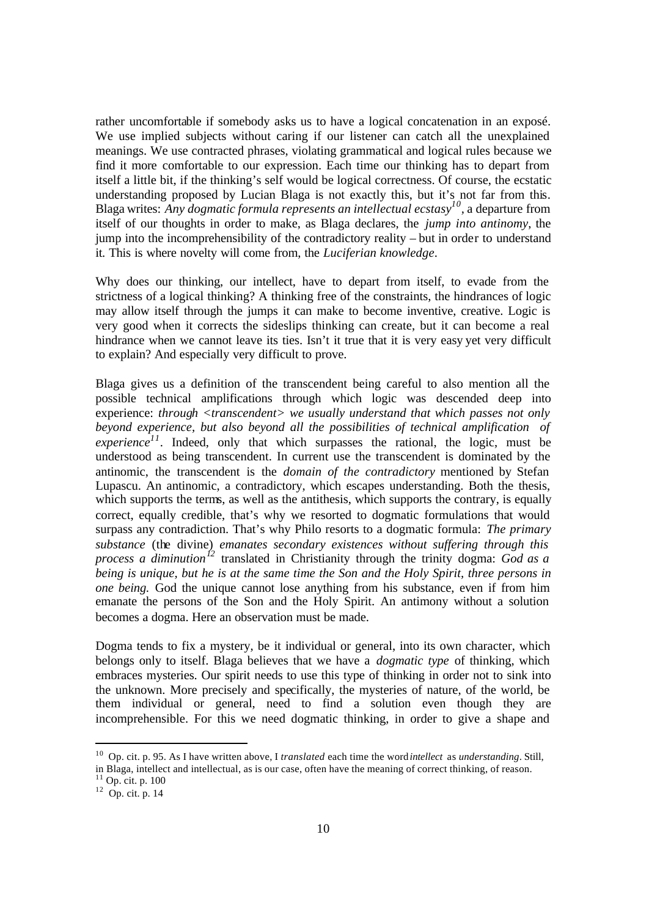rather uncomfortable if somebody asks us to have a logical concatenation in an exposé. We use implied subjects without caring if our listener can catch all the unexplained meanings. We use contracted phrases, violating grammatical and logical rules because we find it more comfortable to our expression. Each time our thinking has to depart from itself a little bit, if the thinking's self would be logical correctness. Of course, the ecstatic understanding proposed by Lucian Blaga is not exactly this, but it's not far from this. Blaga writes: *Any dogmatic formula represents an intellectual ecstasy*[10], a departure from itself of our thoughts in order to make, as Blaga declares, the *jump into antinomy*, the jump into the incomprehensibility of the contradictory reality – but in order to understand it. This is where novelty will come from, the *Luciferian knowledge*.

Why does our thinking, our intellect, have to depart from itself, to evade from the strictness of a logical thinking? A thinking free of the constraints, the hindrances of logic may allow itself through the jumps it can make to become inventive, creative. Logic is very good when it corrects the sideslips thinking can create, but it can become a real hindrance when we cannot leave its ties. Isn't it true that it is very easy yet very difficult to explain? And especially very difficult to prove.

Blaga gives us a definition of the transcendent being careful to also mention all the possible technical amplifications through which logic was descended deep into experience: *through <transcendent> we usually understand that which passes not only beyond experience, but also beyond all the possibilities of technical amplification of experience*[11]. Indeed, only that which surpasses the rational, the logic, must be understood as being transcendent. In current use the transcendent is dominated by the antinomic, the transcendent is the *domain of the contradictory* mentioned by Stefan Lupascu. An antinomic, a contradictory, which escapes understanding. Both the thesis, which supports the terms, as well as the antithesis, which supports the contrary, is equally correct, equally credible, that's why we resorted to dogmatic formulations that would surpass any contradiction. That's why Philo resorts to a dogmatic formula: *The primary substance* (the divine) *emanates secondary existences without suffering through this process a diminution*[12] translated in Christianity through the trinity dogma: *God as a being is unique, but he is at the same time the Son and the Holy Spirit, three persons in one being.* God the unique cannot lose anything from his substance, even if from him emanate the persons of the Son and the Holy Spirit. An antimony without a solution becomes a dogma. Here an observation must be made.

Dogma tends to fix a mystery, be it individual or general, into its own character, which belongs only to itself. Blaga believes that we have a *dogmatic type* of thinking, which embraces mysteries. Our spirit needs to use this type of thinking in order not to sink into the unknown. More precisely and specifically, the mysteries of nature, of the world, be them individual or general, need to find a solution even though they are incomprehensible. For this we need dogmatic thinking, in order to give a shape and

---

[10] Op. cit. p. 95. As I have written above, I *translated* each time the word *intellect* as *understanding*. Still, in Blaga, intellect and intellectual, as is our case, often have the meaning of correct thinking, of reason.

[11] Op. cit. p. 100

[12] Op. cit. p. 14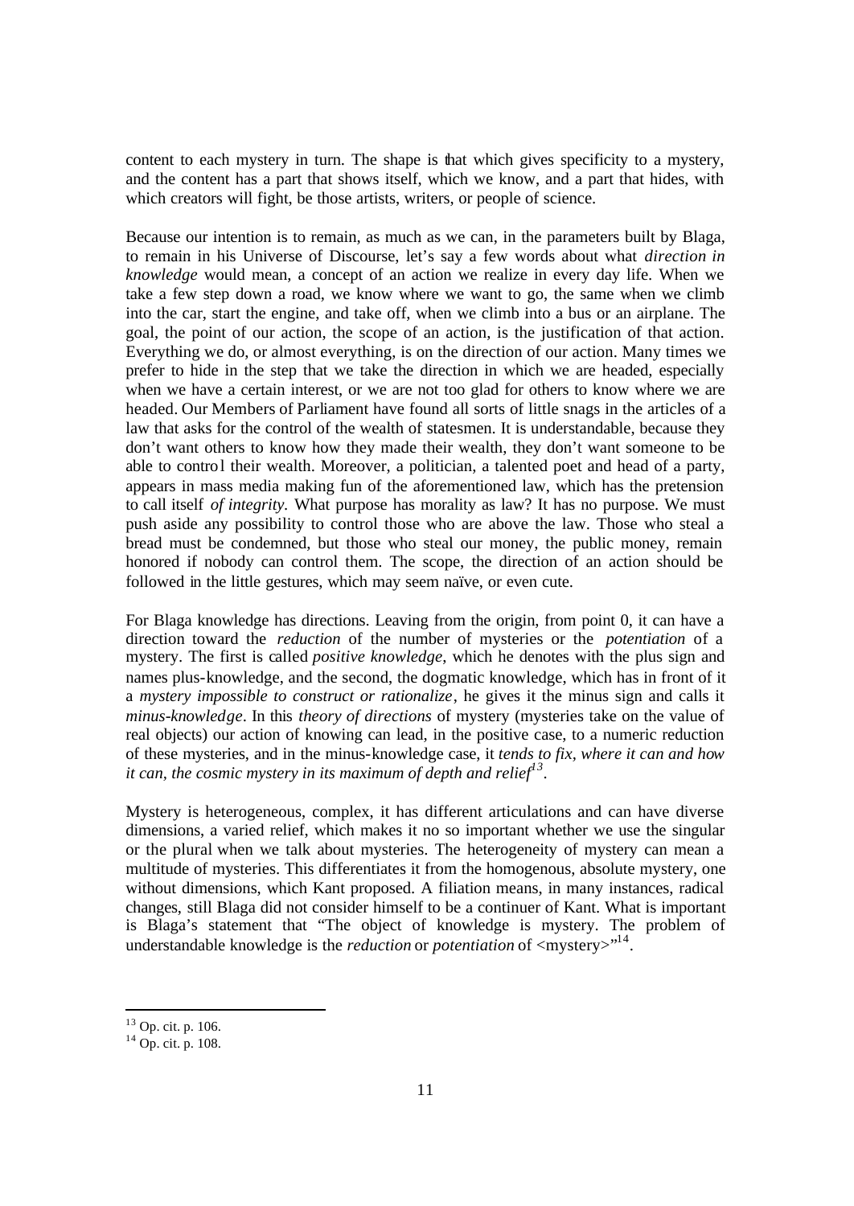content to each mystery in turn. The shape is that which gives specificity to a mystery, and the content has a part that shows itself, which we know, and a part that hides, with which creators will fight, be those artists, writers, or people of science.

Because our intention is to remain, as much as we can, in the parameters built by Blaga, to remain in his Universe of Discourse, let's say a few words about what *direction in knowledge* would mean, a concept of an action we realize in every day life. When we take a few step down a road, we know where we want to go, the same when we climb into the car, start the engine, and take off, when we climb into a bus or an airplane. The goal, the point of our action, the scope of an action, is the justification of that action. Everything we do, or almost everything, is on the direction of our action. Many times we prefer to hide in the step that we take the direction in which we are headed, especially when we have a certain interest, or we are not too glad for others to know where we are headed. Our Members of Parliament have found all sorts of little snags in the articles of a law that asks for the control of the wealth of statesmen. It is understandable, because they don't want others to know how they made their wealth, they don't want someone to be able to control their wealth. Moreover, a politician, a talented poet and head of a party, appears in mass media making fun of the aforementioned law, which has the pretension to call itself *of integrity.* What purpose has morality as law? It has no purpose. We must push aside any possibility to control those who are above the law. Those who steal a bread must be condemned, but those who steal our money, the public money, remain honored if nobody can control them. The scope, the direction of an action should be followed in the little gestures, which may seem naïve, or even cute.

For Blaga knowledge has directions. Leaving from the origin, from point 0, it can have a direction toward the *reduction* of the number of mysteries or the *potentiation* of a mystery. The first is called *positive knowledge*, which he denotes with the plus sign and names plus-knowledge, and the second, the dogmatic knowledge, which has in front of it a *mystery impossible to construct or rationalize*, he gives it the minus sign and calls it *minus-knowledge*. In this *theory of directions* of mystery (mysteries take on the value of real objects) our action of knowing can lead, in the positive case, to a numeric reduction of these mysteries, and in the minus-knowledge case, it *tends to fix, where it can and how it can, the cosmic mystery in its maximum of depth and relief*[13].

Mystery is heterogeneous, complex, it has different articulations and can have diverse dimensions, a varied relief, which makes it no so important whether we use the singular or the plural when we talk about mysteries. The heterogeneity of mystery can mean a multitude of mysteries. This differentiates it from the homogenous, absolute mystery, one without dimensions, which Kant proposed. A filiation means, in many instances, radical changes, still Blaga did not consider himself to be a continuer of Kant. What is important is Blaga's statement that "The object of knowledge is mystery. The problem of understandable knowledge is the *reduction* or *potentiation* of <mystery>"[14].

---

[13] Op. cit. p. 106.

[14] Op. cit. p. 108.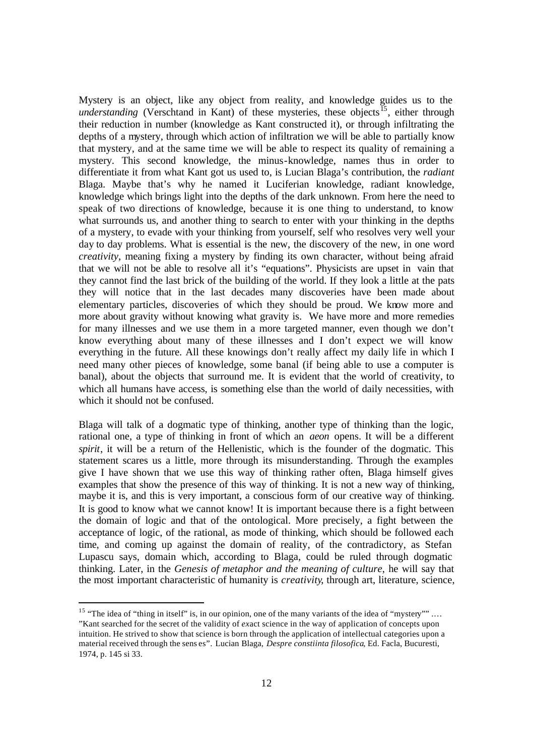Mystery is an object, like any object from reality, and knowledge guides us to the *understanding* (Verschtand in Kant) of these mysteries, these objects[15], either through their reduction in number (knowledge as Kant constructed it), or through infiltrating the depths of a mystery, through which action of infiltration we will be able to partially know that mystery, and at the same time we will be able to respect its quality of remaining a mystery. This second knowledge, the minus-knowledge, names thus in order to differentiate it from what Kant got us used to, is Lucian Blaga's contribution, the *radiant* Blaga. Maybe that's why he named it Luciferian knowledge, radiant knowledge, knowledge which brings light into the depths of the dark unknown. From here the need to speak of two directions of knowledge, because it is one thing to understand, to know what surrounds us, and another thing to search to enter with your thinking in the depths of a mystery, to evade with your thinking from yourself, self who resolves very well your day to day problems. What is essential is the new, the discovery of the new, in one word *creativity*, meaning fixing a mystery by finding its own character, without being afraid that we will not be able to resolve all it's "equations". Physicists are upset in vain that they cannot find the last brick of the building of the world. If they look a little at the pats they will notice that in the last decades many discoveries have been made about elementary particles, discoveries of which they should be proud. We know more and more about gravity without knowing what gravity is. We have more and more remedies for many illnesses and we use them in a more targeted manner, even though we don't know everything about many of these illnesses and I don't expect we will know everything in the future. All these knowings don't really affect my daily life in which I need many other pieces of knowledge, some banal (if being able to use a computer is banal), about the objects that surround me. It is evident that the world of creativity, to which all humans have access, is something else than the world of daily necessities, with which it should not be confused.

Blaga will talk of a dogmatic type of thinking, another type of thinking than the logic, rational one, a type of thinking in front of which an *aeon* opens. It will be a different *spirit*, it will be a return of the Hellenistic, which is the founder of the dogmatic. This statement scares us a little, more through its misunderstanding. Through the examples give I have shown that we use this way of thinking rather often, Blaga himself gives examples that show the presence of this way of thinking. It is not a new way of thinking, maybe it is, and this is very important, a conscious form of our creative way of thinking. It is good to know what we cannot know! It is important because there is a fight between the domain of logic and that of the ontological. More precisely, a fight between the acceptance of logic, of the rational, as mode of thinking, which should be followed each time, and coming up against the domain of reality, of the contradictory, as Stefan Lupascu says, domain which, according to Blaga, could be ruled through dogmatic thinking. Later, in the *Genesis of metaphor and the meaning of culture*, he will say that the most important characteristic of humanity is *creativity*, through art, literature, science,

---

[15] "The idea of "thing in itself" is, in our opinion, one of the many variants of the idea of "mystery"" .... "Kant searched for the secret of the validity of *ex*act science in the way of application of concepts upon intuition. He strived to show that science is born through the application of intellectual categories upon a material received through the sens es". Lucian Blaga, *Despre constiinta filosofica*, Ed. Facla, Bucuresti, 1974, p. 145 si 33.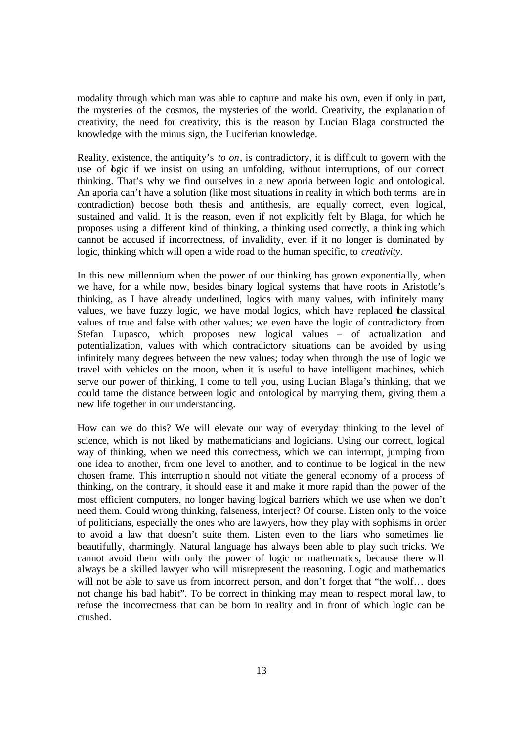modality through which man was able to capture and make his own, even if only in part, the mysteries of the cosmos, the mysteries of the world. Creativity, the explanation of creativity, the need for creativity, this is the reason by Lucian Blaga constructed the knowledge with the minus sign, the Luciferian knowledge.

Reality, existence, the antiquity's *to on*, is contradictory, it is difficult to govern with the use of logic if we insist on using an unfolding, without interruptions, of our correct thinking. That's why we find ourselves in a new aporia between logic and ontological. An aporia can't have a solution (like most situations in reality in which both terms are in contradiction) becose both thesis and antithesis, are equally correct, even logical, sustained and valid. It is the reason, even if not explicitly felt by Blaga, for which he proposes using a different kind of thinking, a thinking used correctly, a thinking which cannot be accused if incorrectness, of invalidity, even if it no longer is dominated by logic, thinking which will open a wide road to the human specific, to *creativity*.

In this new millennium when the power of our thinking has grown exponentially, when we have, for a while now, besides binary logical systems that have roots in Aristotle's thinking, as I have already underlined, logics with many values, with infinitely many values, we have fuzzy logic, we have modal logics, which have replaced the classical values of true and false with other values; we even have the logic of contradictory from Stefan Lupasco, which proposes new logical values – of actualization and potentialization, values with which contradictory situations can be avoided by using infinitely many degrees between the new values; today when through the use of logic we travel with vehicles on the moon, when it is useful to have intelligent machines, which serve our power of thinking, I come to tell you, using Lucian Blaga's thinking, that we could tame the distance between logic and ontological by marrying them, giving them a new life together in our understanding.

How can we do this? We will elevate our way of everyday thinking to the level of science, which is not liked by mathematicians and logicians. Using our correct, logical way of thinking, when we need this correctness, which we can interrupt, jumping from one idea to another, from one level to another, and to continue to be logical in the new chosen frame. This interruption should not vitiate the general economy of a process of thinking, on the contrary, it should ease it and make it more rapid than the power of the most efficient computers, no longer having logical barriers which we use when we don't need them. Could wrong thinking, falseness, interject? Of course. Listen only to the voice of politicians, especially the ones who are lawyers, how they play with sophisms in order to avoid a law that doesn't suite them. Listen even to the liars who sometimes lie beautifully, charmingly. Natural language has always been able to play such tricks. We cannot avoid them with only the power of logic or mathematics, because there will always be a skilled lawyer who will misrepresent the reasoning. Logic and mathematics will not be able to save us from incorrect person, and don't forget that "the wolf… does not change his bad habit". To be correct in thinking may mean to respect moral law, to refuse the incorrectness that can be born in reality and in front of which logic can be crushed.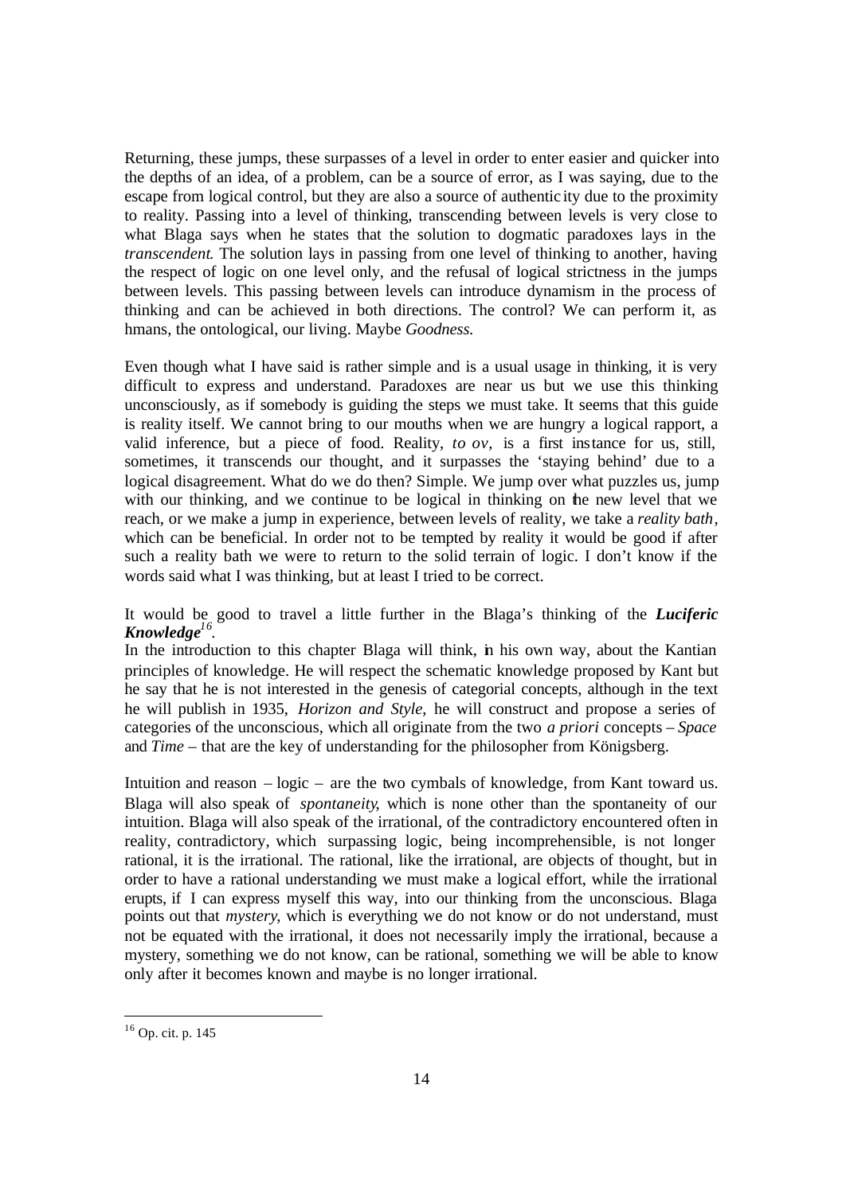Returning, these jumps, these surpasses of a level in order to enter easier and quicker into the depths of an idea, of a problem, can be a source of error, as I was saying, due to the escape from logical control, but they are also a source of authenticity due to the proximity to reality. Passing into a level of thinking, transcending between levels is very close to what Blaga says when he states that the solution to dogmatic paradoxes lays in the *transcendent*. The solution lays in passing from one level of thinking to another, having the respect of logic on one level only, and the refusal of logical strictness in the jumps between levels. This passing between levels can introduce dynamism in the process of thinking and can be achieved in both directions. The control? We can perform it, as hmans, the ontological, our living. Maybe *Goodness*.

Even though what I have said is rather simple and is a usual usage in thinking, it is very difficult to express and understand. Paradoxes are near us but we use this thinking unconsciously, as if somebody is guiding the steps we must take. It seems that this guide is reality itself. We cannot bring to our mouths when we are hungry a logical rapport, a valid inference, but a piece of food. Reality, *to ov*, is a first instance for us, still, sometimes, it transcends our thought, and it surpasses the 'staying behind' due to a logical disagreement. What do we do then? Simple. We jump over what puzzles us, jump with our thinking, and we continue to be logical in thinking on the new level that we reach, or we make a jump in experience, between levels of reality, we take a *reality bath*, which can be beneficial. In order not to be tempted by reality it would be good if after such a reality bath we were to return to the solid terrain of logic. I don't know if the words said what I was thinking, but at least I tried to be correct.

It would be good to travel a little further in the Blaga's thinking of the ***Luciferic Knowledge***[16].

In the introduction to this chapter Blaga will think, in his own way, about the Kantian principles of knowledge. He will respect the schematic knowledge proposed by Kant but he say that he is not interested in the genesis of categorial concepts, although in the text he will publish in 1935, *Horizon and Style*, he will construct and propose a series of categories of the unconscious, which all originate from the two *a priori* concepts – *Space* and *Time* – that are the key of understanding for the philosopher from Königsberg.

Intuition and reason – logic – are the two cymbals of knowledge, from Kant toward us. Blaga will also speak of *spontaneity*, which is none other than the spontaneity of our intuition. Blaga will also speak of the irrational, of the contradictory encountered often in reality, contradictory, which surpassing logic, being incomprehensible, is not longer rational, it is the irrational. The rational, like the irrational, are objects of thought, but in order to have a rational understanding we must make a logical effort, while the irrational erupts, if I can express myself this way, into our thinking from the unconscious. Blaga points out that *mystery*, which is everything we do not know or do not understand, must not be equated with the irrational, it does not necessarily imply the irrational, because a mystery, something we do not know, can be rational, something we will be able to know only after it becomes known and maybe is no longer irrational.

---

[16] Op. cit. p. 145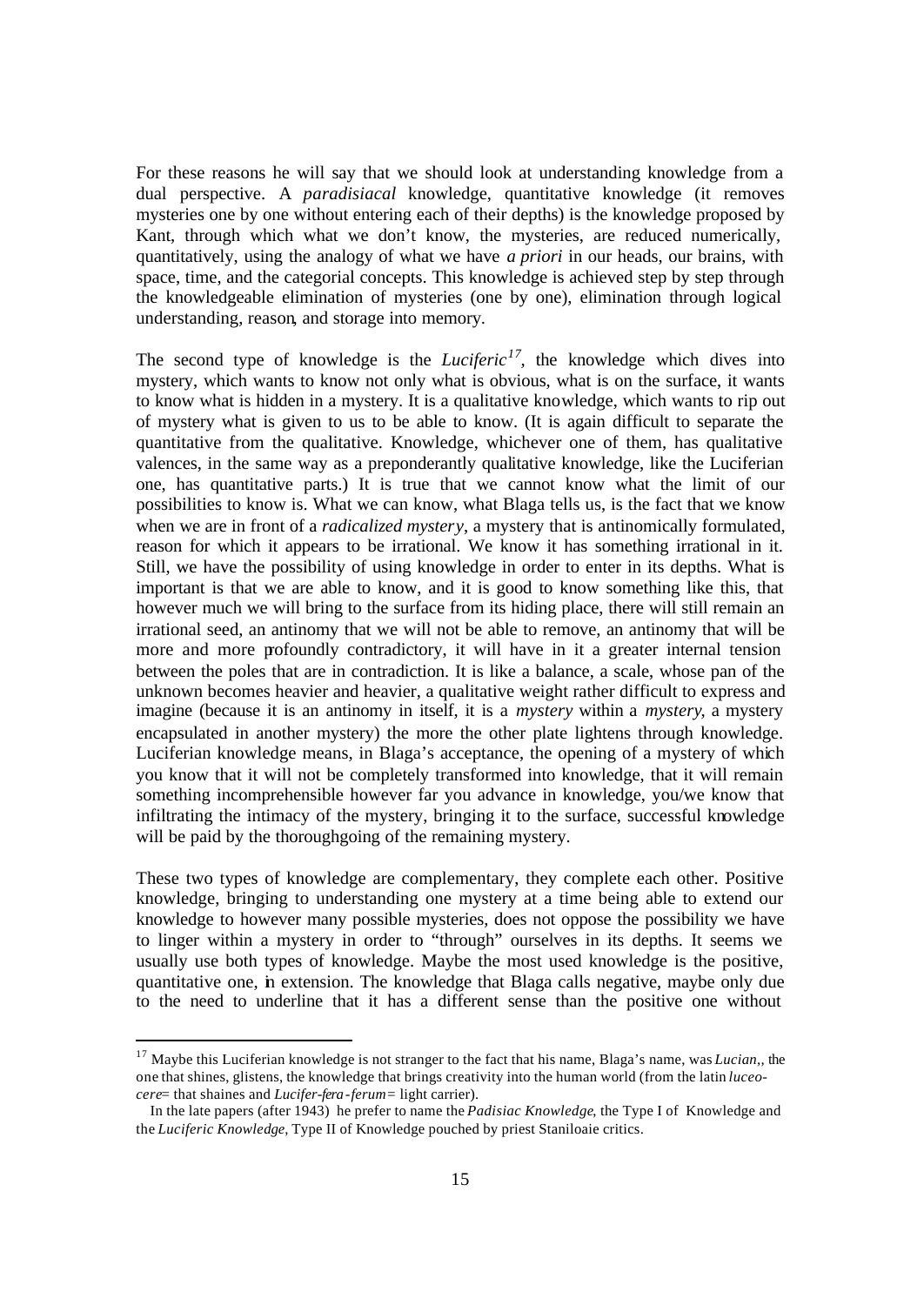For these reasons he will say that we should look at understanding knowledge from a dual perspective. A *paradisiacal* knowledge, quantitative knowledge (it removes mysteries one by one without entering each of their depths) is the knowledge proposed by Kant, through which what we don't know, the mysteries, are reduced numerically, quantitatively, using the analogy of what we have *a priori* in our heads, our brains, with space, time, and the categorial concepts. This knowledge is achieved step by step through the knowledgeable elimination of mysteries (one by one), elimination through logical understanding, reason, and storage into memory.

The second type of knowledge is the *Luciferic*[17], the knowledge which dives into mystery, which wants to know not only what is obvious, what is on the surface, it wants to know what is hidden in a mystery. It is a qualitative knowledge, which wants to rip out of mystery what is given to us to be able to know. (It is again difficult to separate the quantitative from the qualitative. Knowledge, whichever one of them, has qualitative valences, in the same way as a preponderantly qualitative knowledge, like the Luciferian one, has quantitative parts.) It is true that we cannot know what the limit of our possibilities to know is. What we can know, what Blaga tells us, is the fact that we know when we are in front of a *radicalized mystery*, a mystery that is antinomically formulated, reason for which it appears to be irrational. We know it has something irrational in it. Still, we have the possibility of using knowledge in order to enter in its depths. What is important is that we are able to know, and it is good to know something like this, that however much we will bring to the surface from its hiding place, there will still remain an irrational seed, an antinomy that we will not be able to remove, an antinomy that will be more and more profoundly contradictory, it will have in it a greater internal tension between the poles that are in contradiction. It is like a balance, a scale, whose pan of the unknown becomes heavier and heavier, a qualitative weight rather difficult to express and imagine (because it is an antinomy in itself, it is a *mystery* within a *mystery*, a mystery encapsulated in another mystery) the more the other plate lightens through knowledge. Luciferian knowledge means, in Blaga's acceptance, the opening of a mystery of which you know that it will not be completely transformed into knowledge, that it will remain something incomprehensible however far you advance in knowledge, you/we know that infiltrating the intimacy of the mystery, bringing it to the surface, successful knowledge will be paid by the thoroughgoing of the remaining mystery.

These two types of knowledge are complementary, they complete each other. Positive knowledge, bringing to understanding one mystery at a time being able to extend our knowledge to however many possible mysteries, does not oppose the possibility we have to linger within a mystery in order to "through" ourselves in its depths. It seems we usually use both types of knowledge. Maybe the most used knowledge is the positive, quantitative one, in extension. The knowledge that Blaga calls negative, maybe only due to the need to underline that it has a different sense than the positive one without

---

[17] Maybe this Luciferian knowledge is not stranger to the fact that his name, Blaga's name, was *Lucian*,, the one that shines, glistens, the knowledge that brings creativity into the human world (from the latin *luceo-cere*= that shaines and *Lucifer-fera-ferum*= light carrier).

In the late papers (after 1943) he prefer to name the *Padisiac Knowledge*, the Type I of Knowledge and the *Luciferic Knowledge*, Type II of Knowledge pouched by priest Staniloaie critics.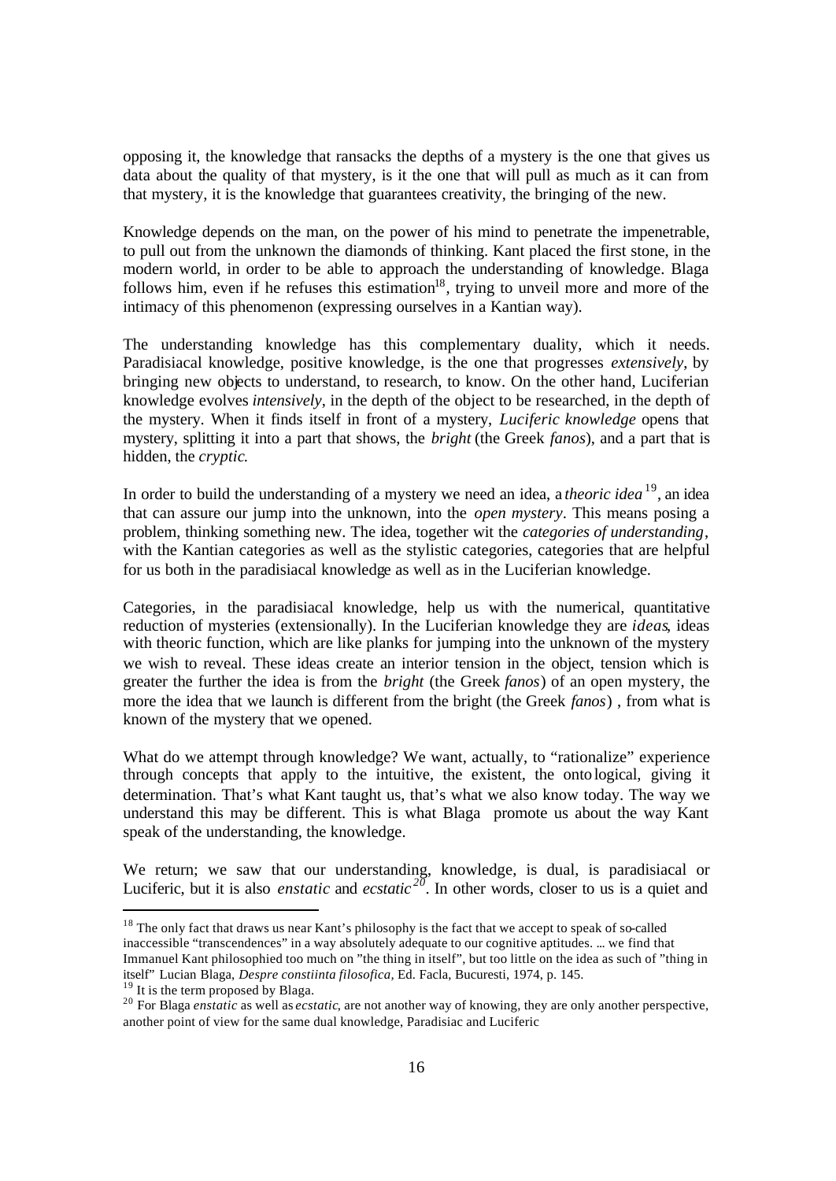opposing it, the knowledge that ransacks the depths of a mystery is the one that gives us data about the quality of that mystery, is it the one that will pull as much as it can from that mystery, it is the knowledge that guarantees creativity, the bringing of the new.

Knowledge depends on the man, on the power of his mind to penetrate the impenetrable, to pull out from the unknown the diamonds of thinking. Kant placed the first stone, in the modern world, in order to be able to approach the understanding of knowledge. Blaga follows him, even if he refuses this estimation[18], trying to unveil more and more of the intimacy of this phenomenon (expressing ourselves in a Kantian way).

The understanding knowledge has this complementary duality, which it needs. Paradisiacal knowledge, positive knowledge, is the one that progresses *extensively*, by bringing new objects to understand, to research, to know. On the other hand, Luciferian knowledge evolves *intensively*, in the depth of the object to be researched, in the depth of the mystery. When it finds itself in front of a mystery, *Luciferic knowledge* opens that mystery, splitting it into a part that shows, the *bright* (the Greek *fanos*), and a part that is hidden, the *cryptic*.

In order to build the understanding of a mystery we need an idea, a *theoric idea*[19], an idea that can assure our jump into the unknown, into the *open mystery*. This means posing a problem, thinking something new. The idea, together wit the *categories of understanding*, with the Kantian categories as well as the stylistic categories, categories that are helpful for us both in the paradisiacal knowledge as well as in the Luciferian knowledge.

Categories, in the paradisiacal knowledge, help us with the numerical, quantitative reduction of mysteries (extensionally). In the Luciferian knowledge they are *ideas*, ideas with theoric function, which are like planks for jumping into the unknown of the mystery we wish to reveal. These ideas create an interior tension in the object, tension which is greater the further the idea is from the *bright* (the Greek *fanos*) of an open mystery, the more the idea that we launch is different from the bright (the Greek *fanos*) , from what is known of the mystery that we opened.

What do we attempt through knowledge? We want, actually, to "rationalize" experience through concepts that apply to the intuitive, the existent, the ontological, giving it determination. That's what Kant taught us, that's what we also know today. The way we understand this may be different. This is what Blaga promote us about the way Kant speak of the understanding, the knowledge.

We return; we saw that our understanding, knowledge, is dual, is paradisiacal or Luciferic, but it is also *enstatic* and *ecstatic*[20]. In other words, closer to us is a quiet and

---

[18] The only fact that draws us near Kant's philosophy is the fact that we accept to speak of so-called inaccessible "transcendences" in a way absolutely adequate to our cognitive aptitudes. ... we find that Immanuel Kant philosophied too much on "the thing in itself", but too little on the idea as such of "thing in itself" Lucian Blaga, *Despre constiinta filosofica*, Ed. Facla, Bucuresti, 1974, p. 145.

[19] It is the term proposed by Blaga.

[20] For Blaga *enstatic* as well as *ecstatic*, are not another way of knowing, they are only another perspective, another point of view for the same dual knowledge, Paradisiac and Luciferic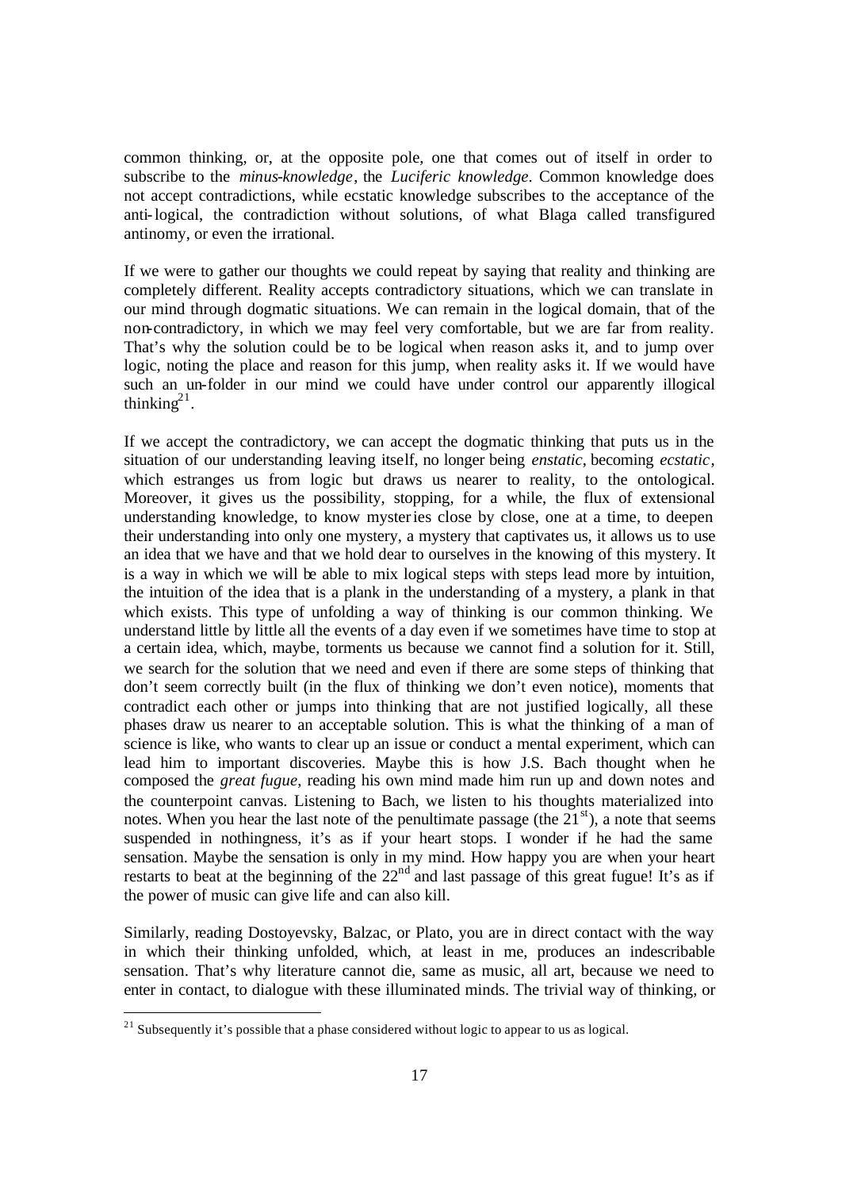common thinking, or, at the opposite pole, one that comes out of itself in order to subscribe to the *minus-knowledge*, the *Luciferic knowledge*. Common knowledge does not accept contradictions, while ecstatic knowledge subscribes to the acceptance of the anti-logical, the contradiction without solutions, of what Blaga called transfigured antinomy, or even the irrational.

If we were to gather our thoughts we could repeat by saying that reality and thinking are completely different. Reality accepts contradictory situations, which we can translate in our mind through dogmatic situations. We can remain in the logical domain, that of the non-contradictory, in which we may feel very comfortable, but we are far from reality. That's why the solution could be to be logical when reason asks it, and to jump over logic, noting the place and reason for this jump, when reality asks it. If we would have such an un-folder in our mind we could have under control our apparently illogical thinking[21].

If we accept the contradictory, we can accept the dogmatic thinking that puts us in the situation of our understanding leaving itself, no longer being *enstatic*, becoming *ecstatic*, which estranges us from logic but draws us nearer to reality, to the ontological. Moreover, it gives us the possibility, stopping, for a while, the flux of extensional understanding knowledge, to know mysteries close by close, one at a time, to deepen their understanding into only one mystery, a mystery that captivates us, it allows us to use an idea that we have and that we hold dear to ourselves in the knowing of this mystery. It is a way in which we will be able to mix logical steps with steps lead more by intuition, the intuition of the idea that is a plank in the understanding of a mystery, a plank in that which exists. This type of unfolding a way of thinking is our common thinking. We understand little by little all the events of a day even if we sometimes have time to stop at a certain idea, which, maybe, torments us because we cannot find a solution for it. Still, we search for the solution that we need and even if there are some steps of thinking that don't seem correctly built (in the flux of thinking we don't even notice), moments that contradict each other or jumps into thinking that are not justified logically, all these phases draw us nearer to an acceptable solution. This is what the thinking of a man of science is like, who wants to clear up an issue or conduct a mental experiment, which can lead him to important discoveries. Maybe this is how J.S. Bach thought when he composed the *great fugue*, reading his own mind made him run up and down notes and the counterpoint canvas. Listening to Bach, we listen to his thoughts materialized into notes. When you hear the last note of the penultimate passage (the 21st), a note that seems suspended in nothingness, it's as if your heart stops. I wonder if he had the same sensation. Maybe the sensation is only in my mind. How happy you are when your heart restarts to beat at the beginning of the 22nd and last passage of this great fugue! It's as if the power of music can give life and can also kill.

Similarly, reading Dostoyevsky, Balzac, or Plato, you are in direct contact with the way in which their thinking unfolded, which, at least in me, produces an indescribable sensation. That's why literature cannot die, same as music, all art, because we need to enter in contact, to dialogue with these illuminated minds. The trivial way of thinking, or

---

[21] Subsequently it's possible that a phase considered without logic to appear to us as logical.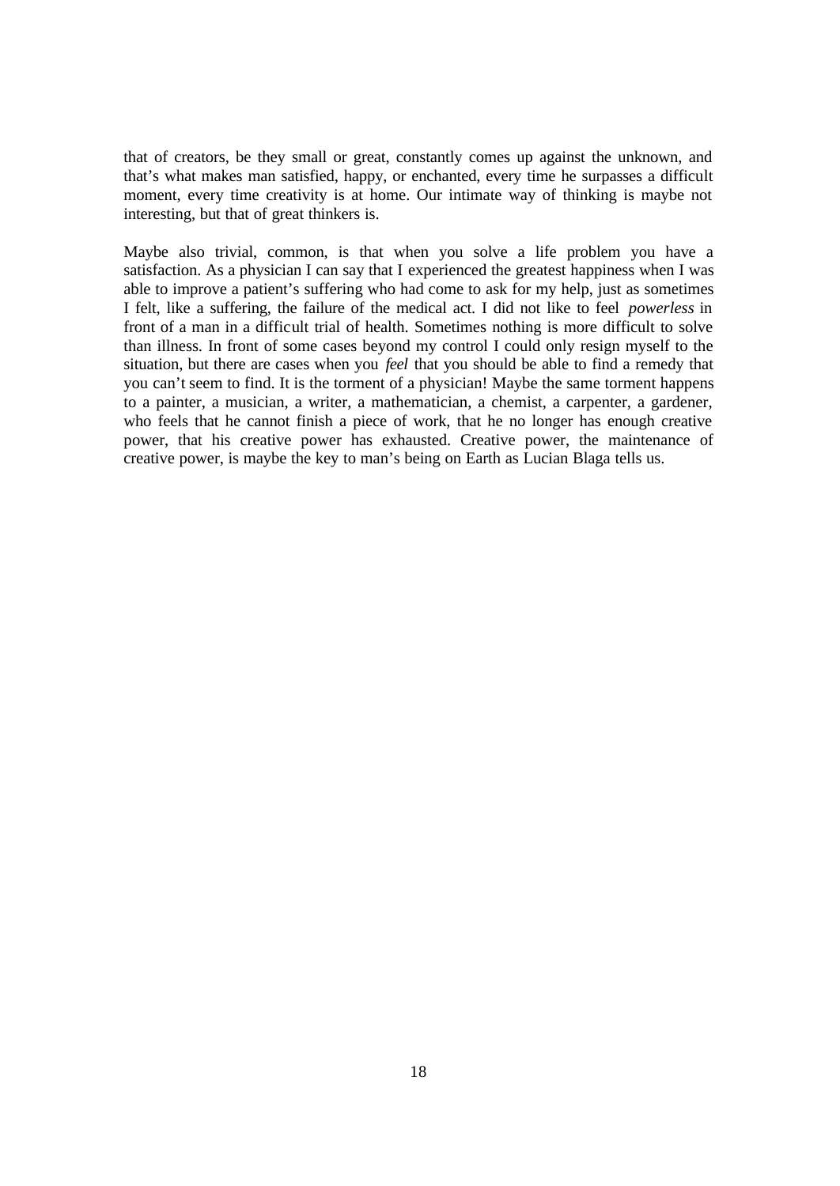that of creators, be they small or great, constantly comes up against the unknown, and that's what makes man satisfied, happy, or enchanted, every time he surpasses a difficult moment, every time creativity is at home. Our intimate way of thinking is maybe not interesting, but that of great thinkers is.

Maybe also trivial, common, is that when you solve a life problem you have a satisfaction. As a physician I can say that I experienced the greatest happiness when I was able to improve a patient's suffering who had come to ask for my help, just as sometimes I felt, like a suffering, the failure of the medical act. I did not like to feel *powerless* in front of a man in a difficult trial of health. Sometimes nothing is more difficult to solve than illness. In front of some cases beyond my control I could only resign myself to the situation, but there are cases when you *feel* that you should be able to find a remedy that you can't seem to find. It is the torment of a physician! Maybe the same torment happens to a painter, a musician, a writer, a mathematician, a chemist, a carpenter, a gardener, who feels that he cannot finish a piece of work, that he no longer has enough creative power, that his creative power has exhausted. Creative power, the maintenance of creative power, is maybe the key to man's being on Earth as Lucian Blaga tells us.